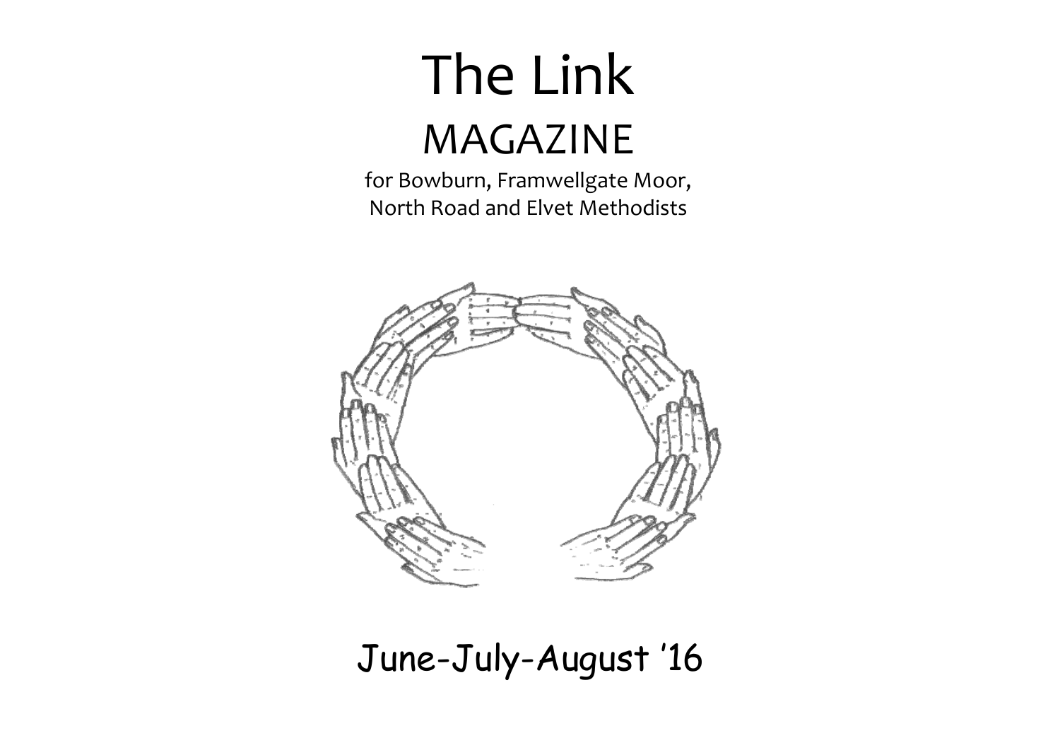# The Link

## MAGAZINE

for Bowburn, Framwellgate Moor,
North Road and Elvet Methodists

June-July-August '16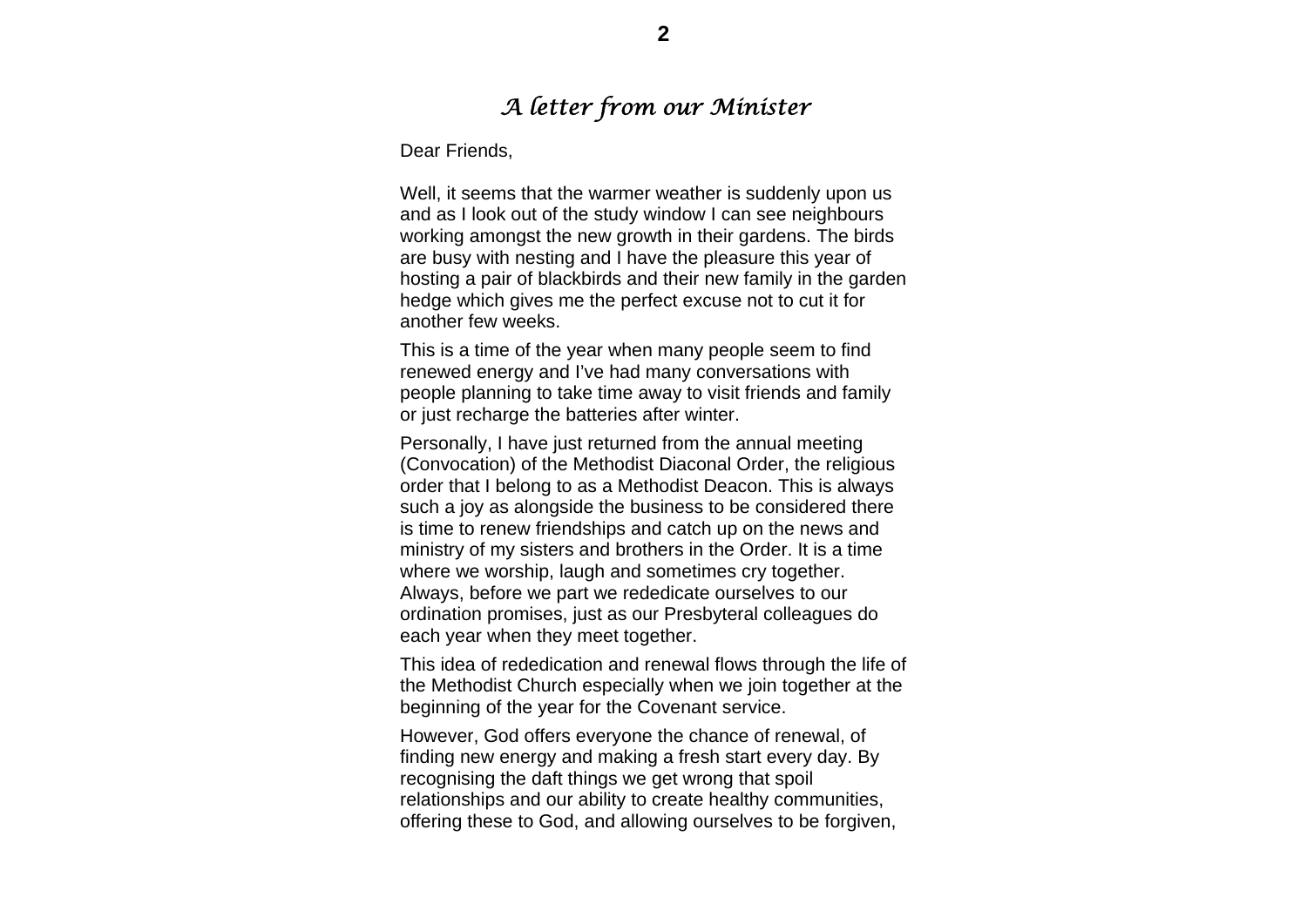## *A letter from our Minister*

Dear Friends,

Well, it seems that the warmer weather is suddenly upon us and as I look out of the study window I can see neighbours working amongst the new growth in their gardens. The birds are busy with nesting and I have the pleasure this year of hosting a pair of blackbirds and their new family in the garden hedge which gives me the perfect excuse not to cut it for another few weeks.

This is a time of the year when many people seem to find renewed energy and I've had many conversations with people planning to take time away to visit friends and family or just recharge the batteries after winter.

Personally, I have just returned from the annual meeting (Convocation) of the Methodist Diaconal Order, the religious order that I belong to as a Methodist Deacon. This is always such a joy as alongside the business to be considered there is time to renew friendships and catch up on the news and ministry of my sisters and brothers in the Order. It is a time where we worship, laugh and sometimes cry together. Always, before we part we rededicate ourselves to our ordination promises, just as our Presbyteral colleagues do each year when they meet together.

This idea of rededication and renewal flows through the life of the Methodist Church especially when we join together at the beginning of the year for the Covenant service.

However, God offers everyone the chance of renewal, of finding new energy and making a fresh start every day. By recognising the daft things we get wrong that spoil relationships and our ability to create healthy communities, offering these to God, and allowing ourselves to be forgiven,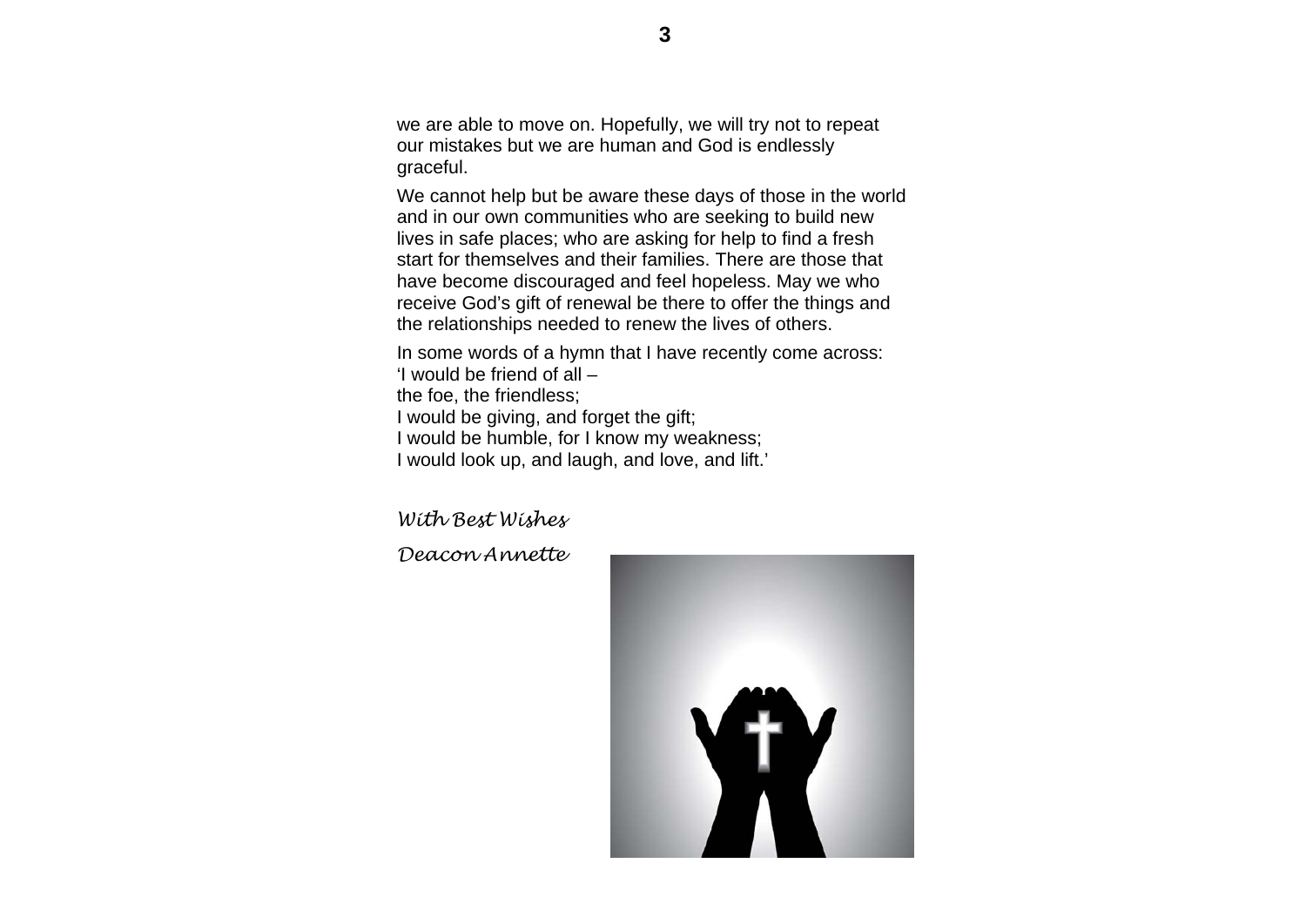we are able to move on. Hopefully, we will try not to repeat our mistakes but we are human and God is endlessly graceful.

We cannot help but be aware these days of those in the world and in our own communities who are seeking to build new lives in safe places; who are asking for help to find a fresh start for themselves and their families. There are those that have become discouraged and feel hopeless. May we who receive God's gift of renewal be there to offer the things and the relationships needed to renew the lives of others.

In some words of a hymn that I have recently come across:
'I would be friend of all –
the foe, the friendless;
I would be giving, and forget the gift;
I would be humble, for I know my weakness;
I would look up, and laugh, and love, and lift.'

*With Best Wishes*

*Deacon Annette*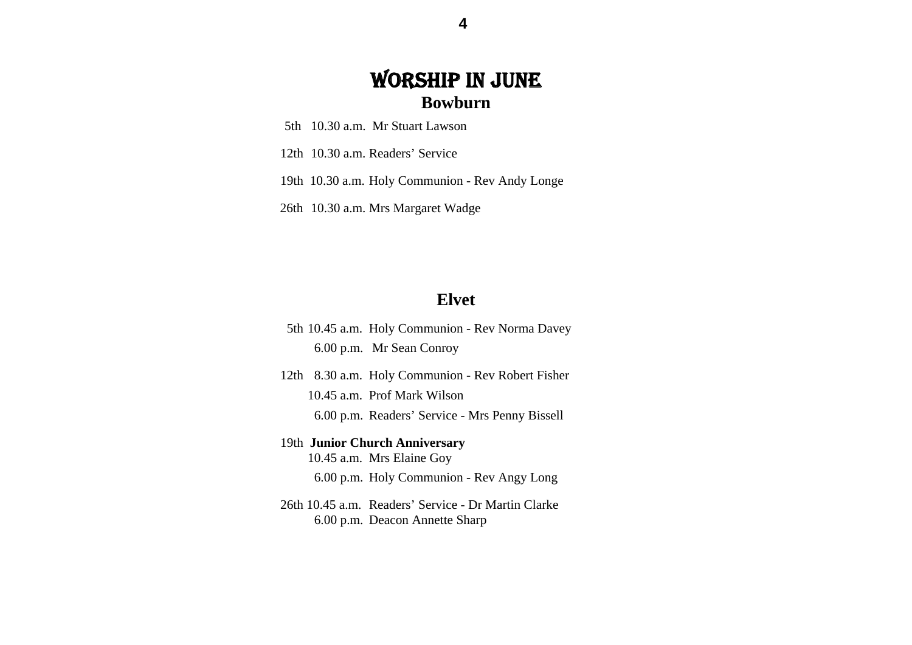# WORSHIP IN JUNE

## Bowburn

5th 10.30 a.m. Mr Stuart Lawson

12th 10.30 a.m. Readers' Service

19th 10.30 a.m. Holy Communion - Rev Andy Longe

26th 10.30 a.m. Mrs Margaret Wadge

## Elvet

5th 10.45 a.m. Holy Communion - Rev Norma Davey
6.00 p.m. Mr Sean Conroy

12th 8.30 a.m. Holy Communion - Rev Robert Fisher
10.45 a.m. Prof Mark Wilson
6.00 p.m. Readers' Service - Mrs Penny Bissell

19th **Junior Church Anniversary**
10.45 a.m. Mrs Elaine Goy
6.00 p.m. Holy Communion - Rev Angy Long

26th 10.45 a.m. Readers' Service - Dr Martin Clarke
6.00 p.m. Deacon Annette Sharp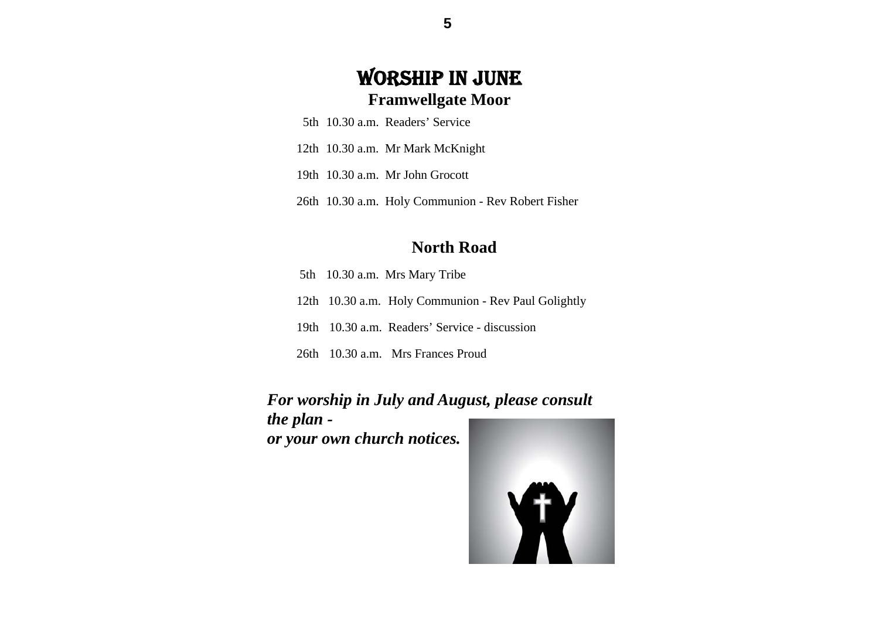# WORSHIP IN JUNE

## Framwellgate Moor

5th 10.30 a.m. Readers' Service

12th 10.30 a.m. Mr Mark McKnight

19th 10.30 a.m. Mr John Grocott

26th 10.30 a.m. Holy Communion - Rev Robert Fisher

## North Road

5th 10.30 a.m. Mrs Mary Tribe

12th 10.30 a.m. Holy Communion - Rev Paul Golightly

19th 10.30 a.m. Readers' Service - discussion

26th 10.30 a.m. Mrs Frances Proud

***For worship in July and August, please consult the plan - or your own church notices.***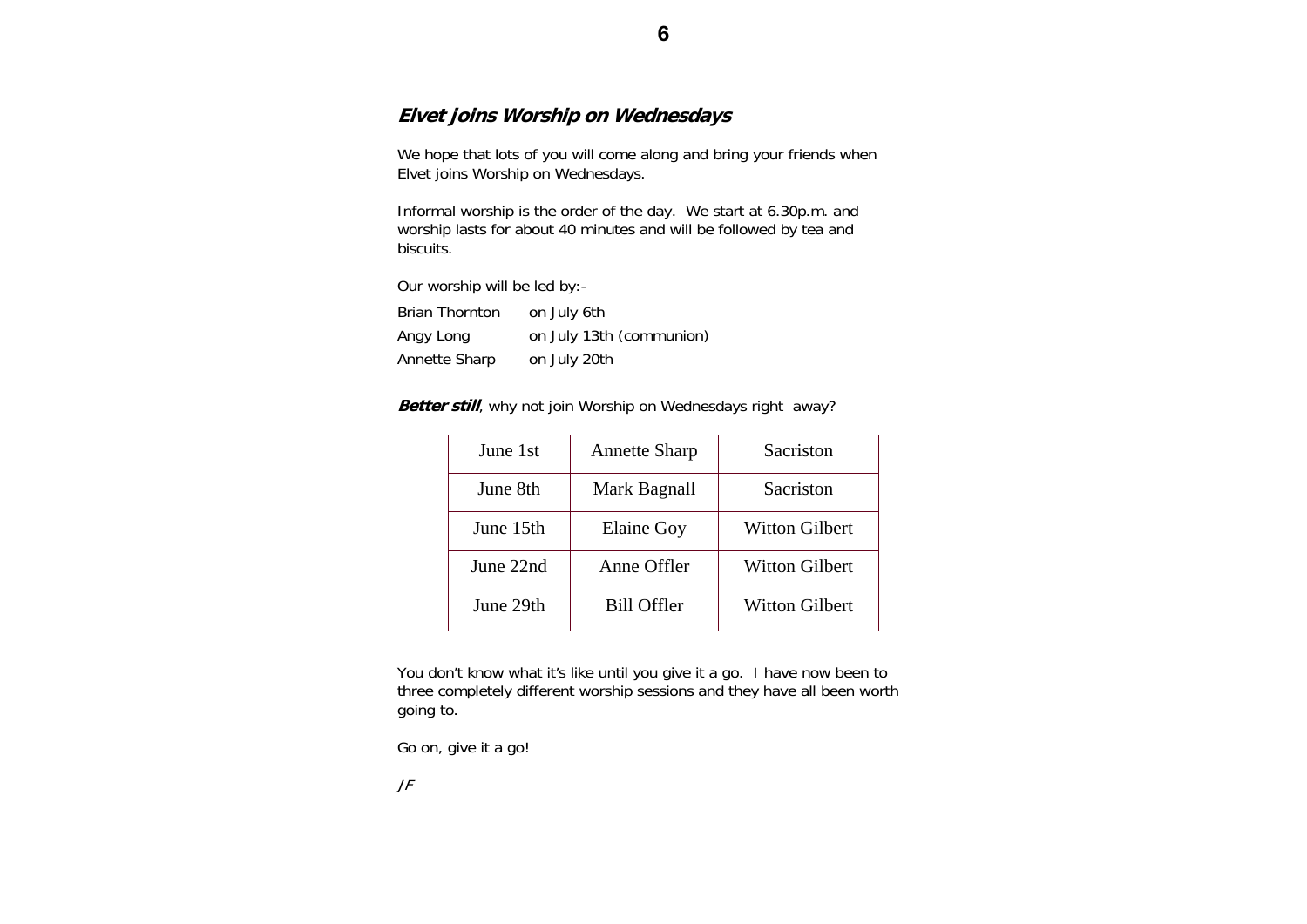## ***Elvet joins Worship on Wednesdays***

We hope that lots of you will come along and bring your friends when Elvet joins Worship on Wednesdays.

Informal worship is the order of the day. We start at 6.30p.m. and worship lasts for about 40 minutes and will be followed by tea and biscuits.

Our worship will be led by:-

Brian Thornton on July 6th
Angy Long on July 13th (communion)
Annette Sharp on July 20th

***Better still***, why not join Worship on Wednesdays right away?

| June 1st | Annette Sharp | Sacriston |
|---|---|---|
| June 8th | Mark Bagnall | Sacriston |
| June 15th | Elaine Goy | Witton Gilbert |
| June 22nd | Anne Offler | Witton Gilbert |
| June 29th | Bill Offler | Witton Gilbert |

You don't know what it's like until you give it a go. I have now been to three completely different worship sessions and they have all been worth going to.

Go on, give it a go!

*JF*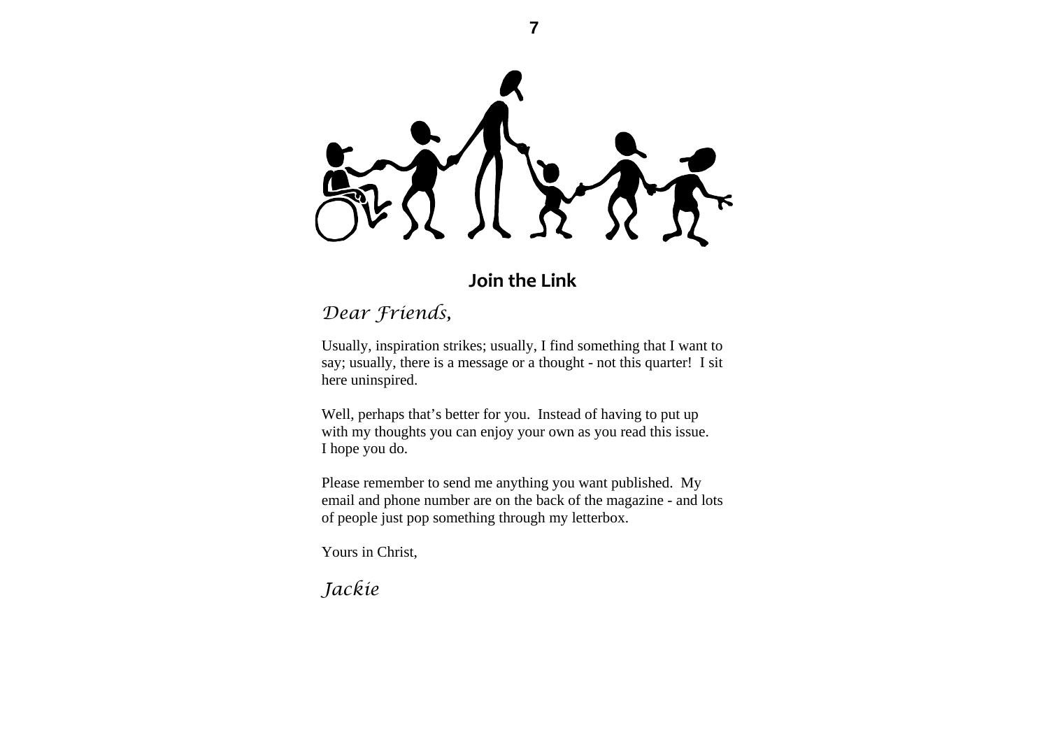## Join the Link

*Dear Friends,*

Usually, inspiration strikes; usually, I find something that I want to say; usually, there is a message or a thought - not this quarter! I sit here uninspired.

Well, perhaps that's better for you. Instead of having to put up with my thoughts you can enjoy your own as you read this issue. I hope you do.

Please remember to send me anything you want published. My email and phone number are on the back of the magazine - and lots of people just pop something through my letterbox.

Yours in Christ,

*Jackie*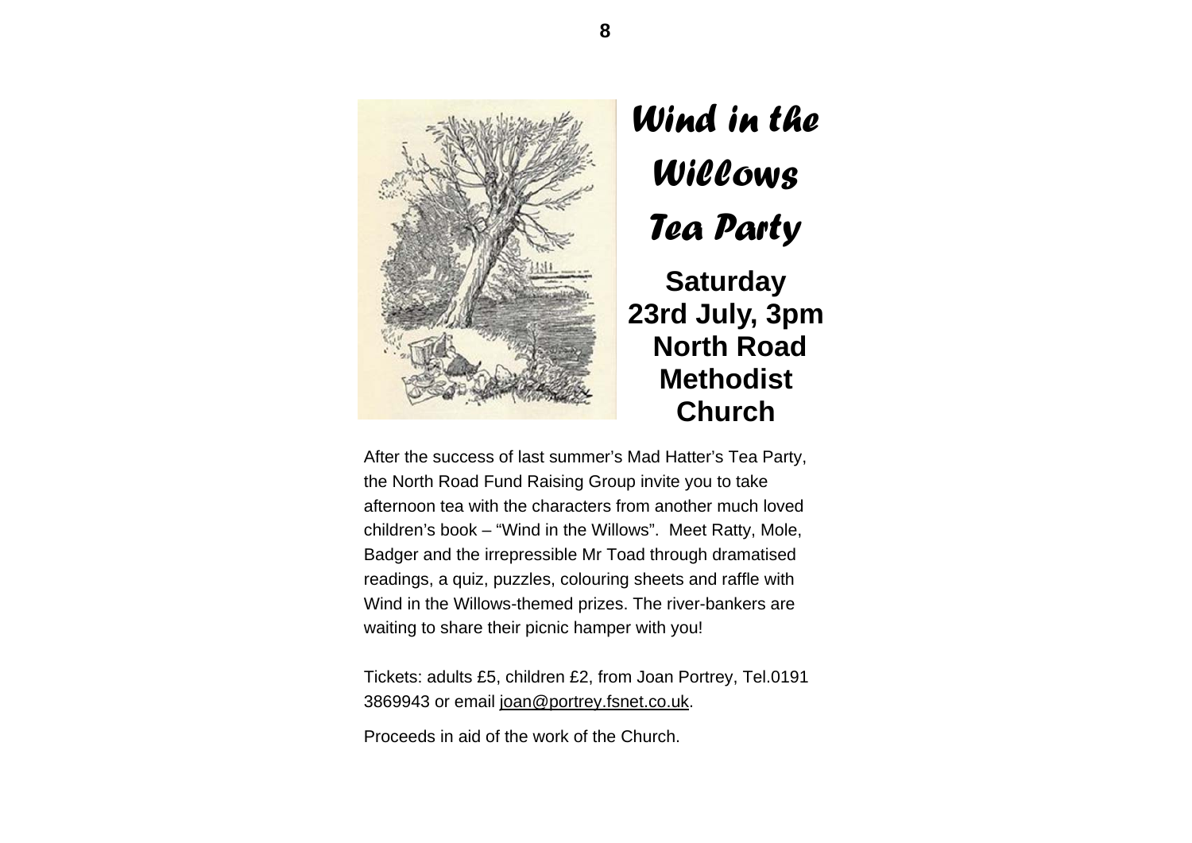# *Wind in the Willows Tea Party*

**Saturday**
**23rd July, 3pm**
**North Road Methodist Church**

After the success of last summer's Mad Hatter's Tea Party, the North Road Fund Raising Group invite you to take afternoon tea with the characters from another much loved children's book – "Wind in the Willows". Meet Ratty, Mole, Badger and the irrepressible Mr Toad through dramatised readings, a quiz, puzzles, colouring sheets and raffle with Wind in the Willows-themed prizes. The river-bankers are waiting to share their picnic hamper with you!

Tickets: adults £5, children £2, from Joan Portrey, Tel.0191 3869943 or email joan@portrey.fsnet.co.uk.

Proceeds in aid of the work of the Church.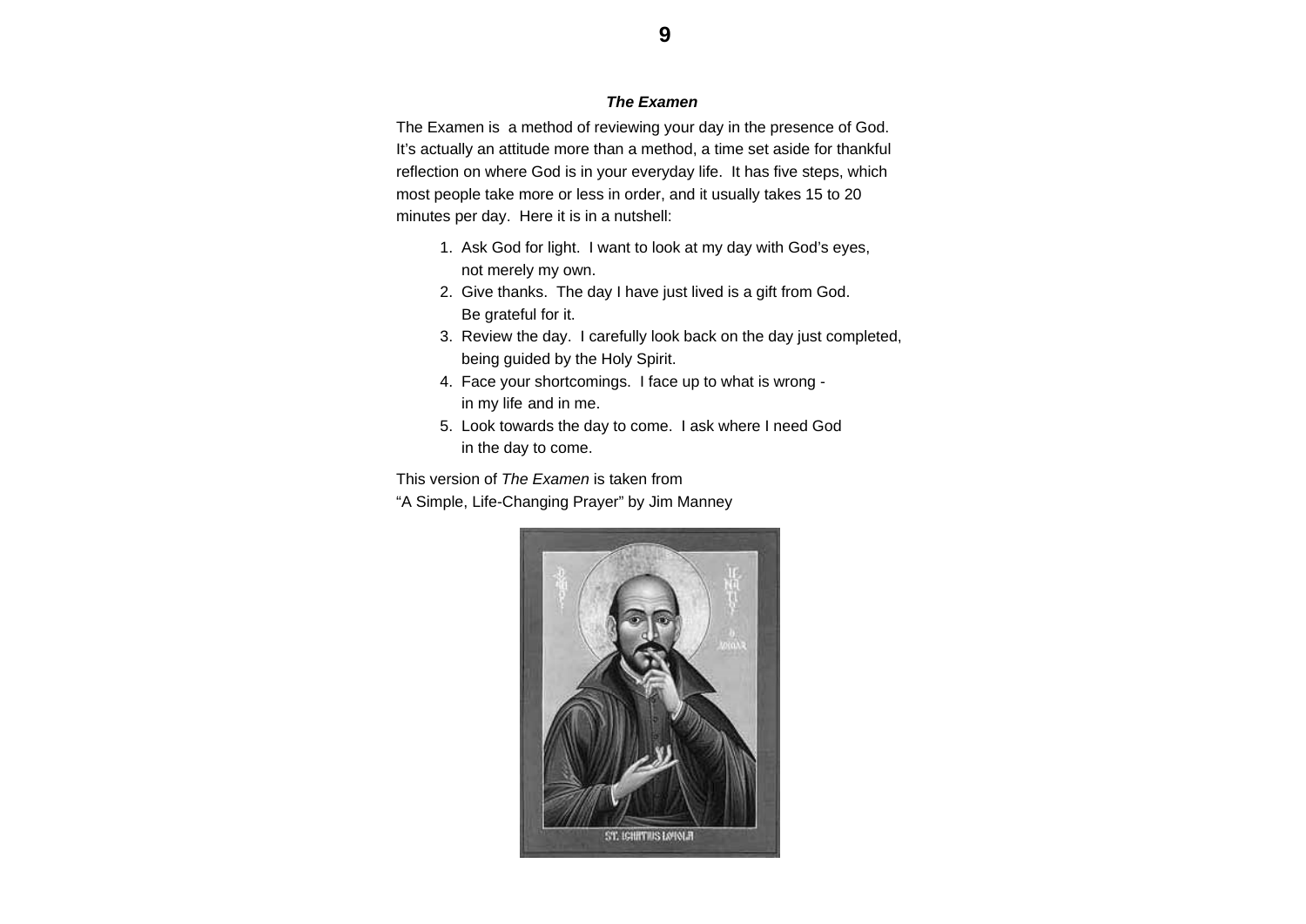### *The Examen*

The Examen is a method of reviewing your day in the presence of God. It's actually an attitude more than a method, a time set aside for thankful reflection on where God is in your everyday life. It has five steps, which most people take more or less in order, and it usually takes 15 to 20 minutes per day. Here it is in a nutshell:

1. Ask God for light. I want to look at my day with God's eyes, not merely my own.
2. Give thanks. The day I have just lived is a gift from God. Be grateful for it.
3. Review the day. I carefully look back on the day just completed, being guided by the Holy Spirit.
4. Face your shortcomings. I face up to what is wrong - in my life and in me.
5. Look towards the day to come. I ask where I need God in the day to come.

This version of *The Examen* is taken from
"A Simple, Life-Changing Prayer" by Jim Manney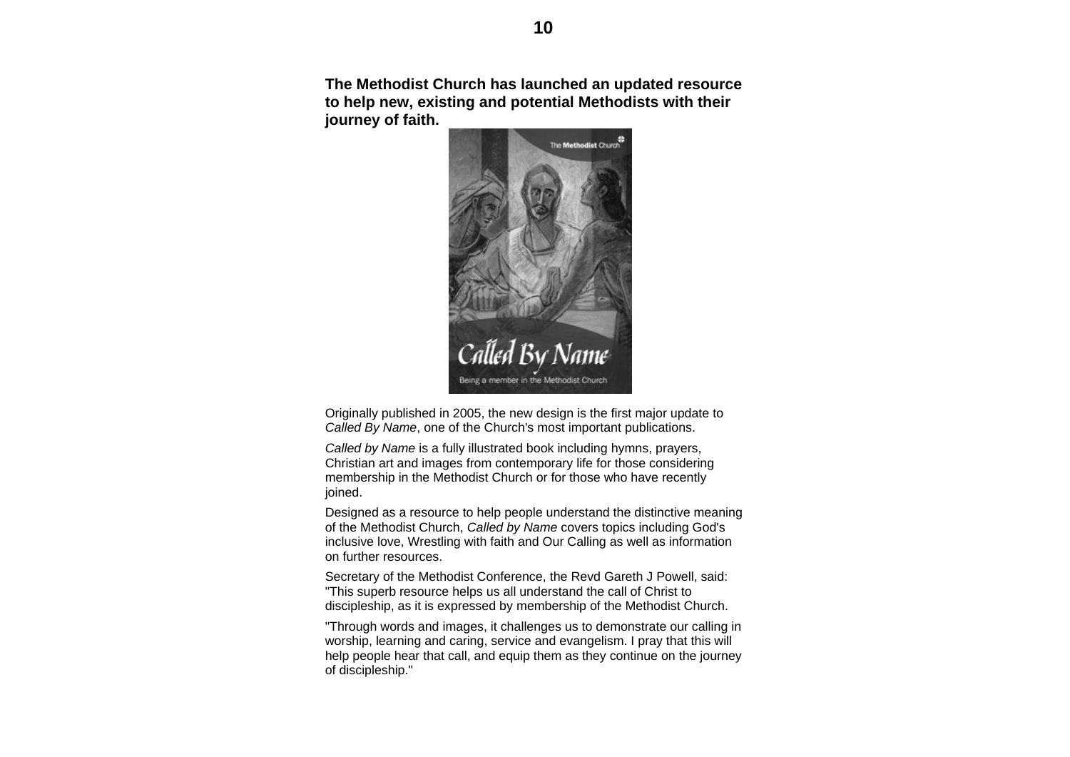**The Methodist Church has launched an updated resource to help new, existing and potential Methodists with their journey of faith.**

Originally published in 2005, the new design is the first major update to *Called By Name*, one of the Church's most important publications.

*Called by Name* is a fully illustrated book including hymns, prayers, Christian art and images from contemporary life for those considering membership in the Methodist Church or for those who have recently joined.

Designed as a resource to help people understand the distinctive meaning of the Methodist Church, *Called by Name* covers topics including God's inclusive love, Wrestling with faith and Our Calling as well as information on further resources.

Secretary of the Methodist Conference, the Revd Gareth J Powell, said: "This superb resource helps us all understand the call of Christ to discipleship, as it is expressed by membership of the Methodist Church.

"Through words and images, it challenges us to demonstrate our calling in worship, learning and caring, service and evangelism. I pray that this will help people hear that call, and equip them as they continue on the journey of discipleship."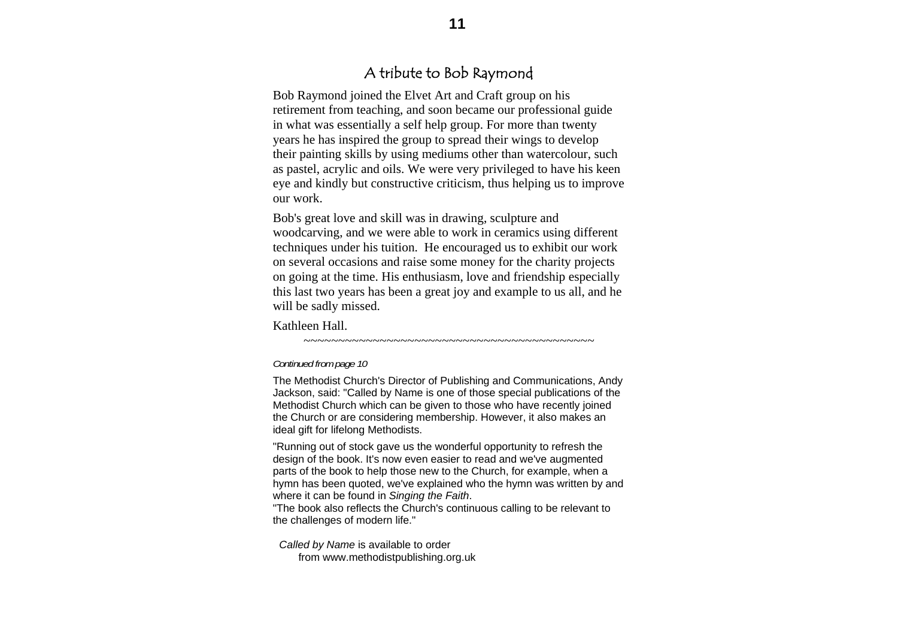## A tribute to Bob Raymond

Bob Raymond joined the Elvet Art and Craft group on his retirement from teaching, and soon became our professional guide in what was essentially a self help group. For more than twenty years he has inspired the group to spread their wings to develop their painting skills by using mediums other than watercolour, such as pastel, acrylic and oils. We were very privileged to have his keen eye and kindly but constructive criticism, thus helping us to improve our work.

Bob's great love and skill was in drawing, sculpture and woodcarving, and we were able to work in ceramics using different techniques under his tuition. He encouraged us to exhibit our work on several occasions and raise some money for the charity projects on going at the time. His enthusiasm, love and friendship especially this last two years has been a great joy and example to us all, and he will be sadly missed.

Kathleen Hall.

~~~~~~~~~~~~~~~~~~~~~~~~~~~~~~~~~~~~~~~~~~~~~~~~~~~~~~~~~~

*Continued from page 10*

The Methodist Church's Director of Publishing and Communications, Andy Jackson, said: "Called by Name is one of those special publications of the Methodist Church which can be given to those who have recently joined the Church or are considering membership. However, it also makes an ideal gift for lifelong Methodists.

"Running out of stock gave us the wonderful opportunity to refresh the design of the book. It's now even easier to read and we've augmented parts of the book to help those new to the Church, for example, when a hymn has been quoted, we've explained who the hymn was written by and where it can be found in *Singing the Faith*.

"The book also reflects the Church's continuous calling to be relevant to the challenges of modern life."

*Called by Name* is available to order from www.methodistpublishing.org.uk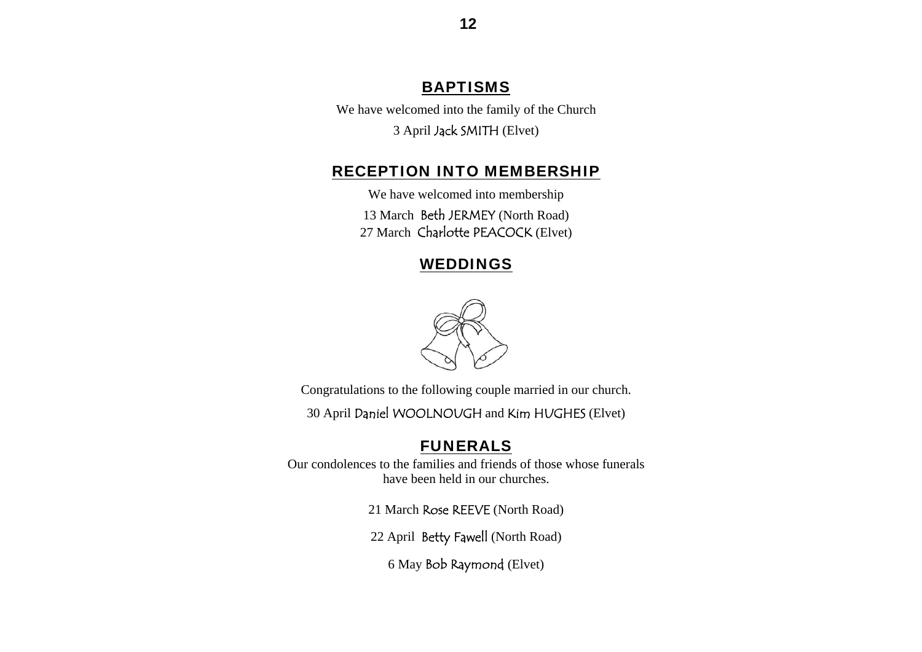## BAPTISMS

We have welcomed into the family of the Church

3 April Jack SMITH (Elvet)

## RECEPTION INTO MEMBERSHIP

We have welcomed into membership

13 March Beth JERMEY (North Road)

27 March Charlotte PEACOCK (Elvet)

## WEDDINGS

Congratulations to the following couple married in our church.

30 April Daniel WOOLNOUGH and Kim HUGHES (Elvet)

## FUNERALS

Our condolences to the families and friends of those whose funerals have been held in our churches.

21 March Rose REEVE (North Road)

22 April Betty Fawell (North Road)

6 May Bob Raymond (Elvet)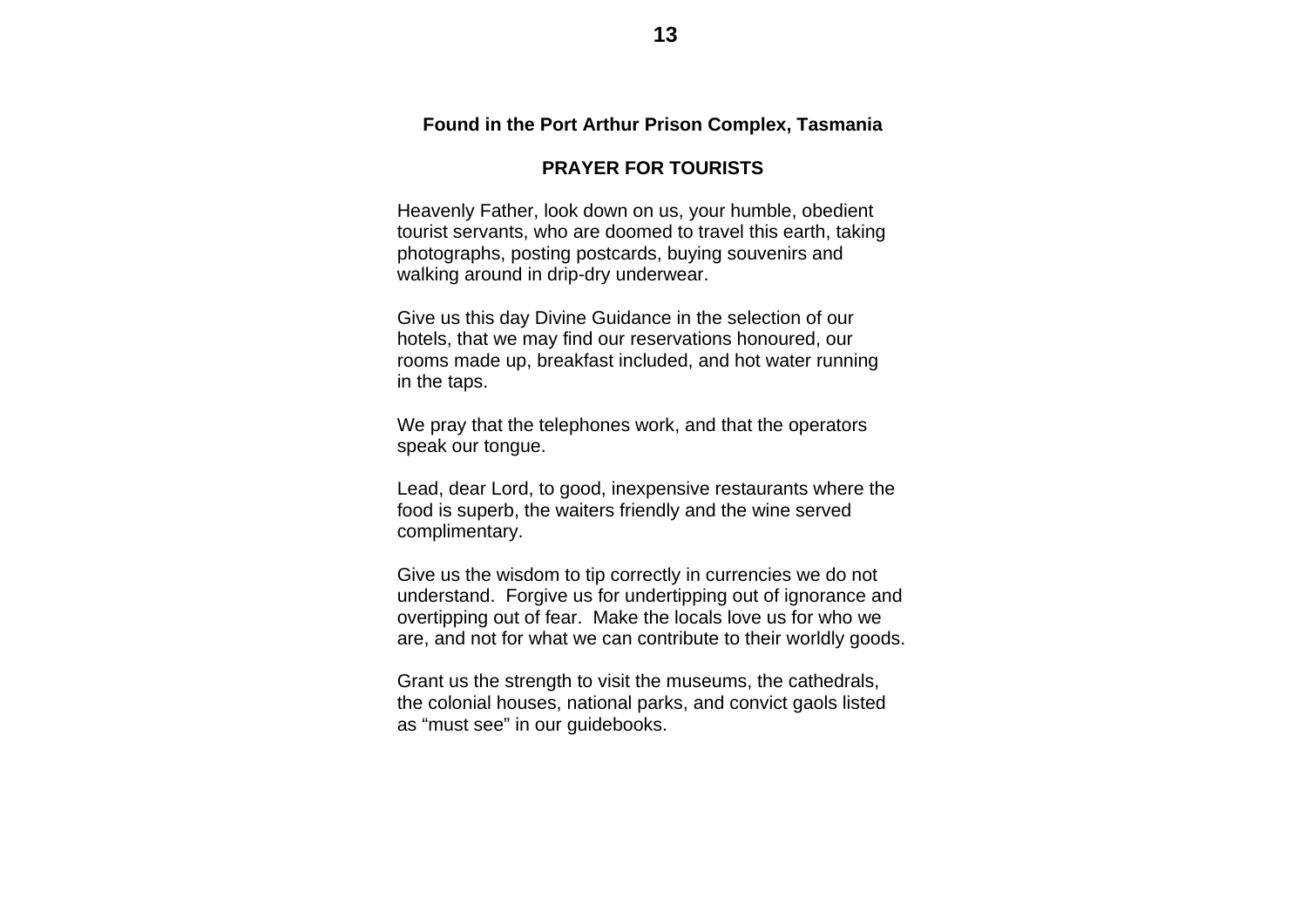**Found in the Port Arthur Prison Complex, Tasmania**

## PRAYER FOR TOURISTS

Heavenly Father, look down on us, your humble, obedient tourist servants, who are doomed to travel this earth, taking photographs, posting postcards, buying souvenirs and walking around in drip-dry underwear.

Give us this day Divine Guidance in the selection of our hotels, that we may find our reservations honoured, our rooms made up, breakfast included, and hot water running in the taps.

We pray that the telephones work, and that the operators speak our tongue.

Lead, dear Lord, to good, inexpensive restaurants where the food is superb, the waiters friendly and the wine served complimentary.

Give us the wisdom to tip correctly in currencies we do not understand. Forgive us for undertipping out of ignorance and overtipping out of fear. Make the locals love us for who we are, and not for what we can contribute to their worldly goods.

Grant us the strength to visit the museums, the cathedrals, the colonial houses, national parks, and convict gaols listed as “must see” in our guidebooks.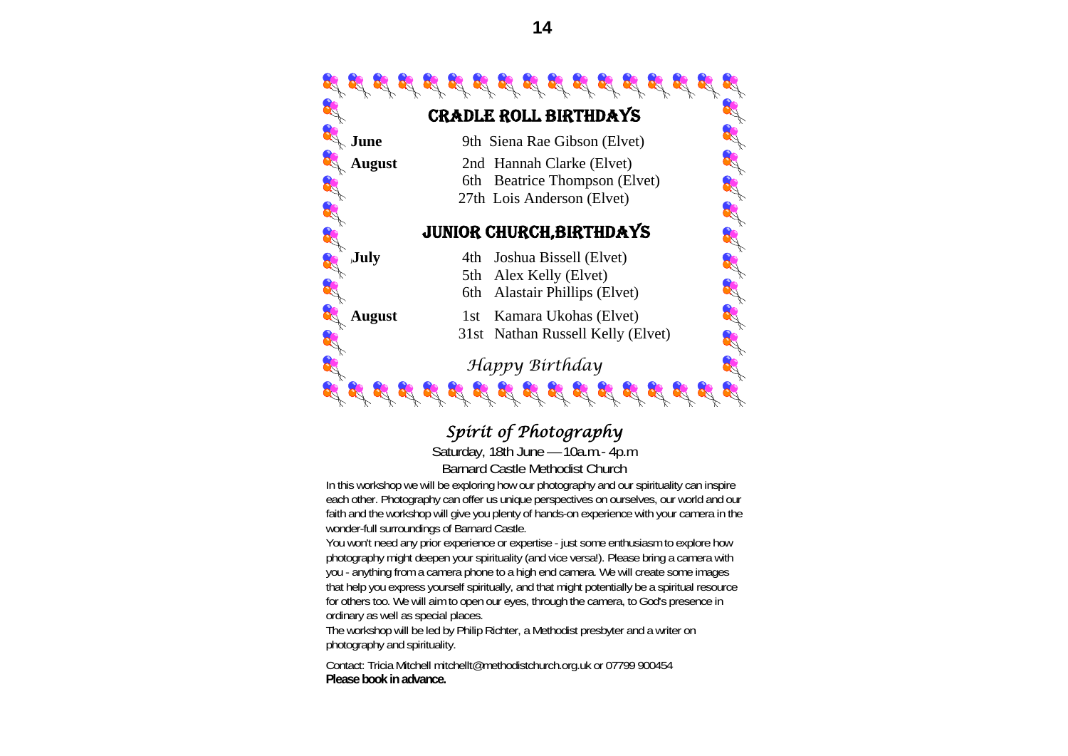## CRADLE ROLL BIRTHDAYS

**June** 9th Siena Rae Gibson (Elvet)

**August** 2nd Hannah Clarke (Elvet)
6th Beatrice Thompson (Elvet)
27th Lois Anderson (Elvet)

## JUNIOR CHURCH,BIRTHDAYS

**July** 4th Joshua Bissell (Elvet)
5th Alex Kelly (Elvet)
6th Alastair Phillips (Elvet)

**August** 1st Kamara Ukohas (Elvet)
31st Nathan Russell Kelly (Elvet)

*Happy Birthday*

## *Spirit of Photography*

Saturday, 18th June — 10a.m.- 4p.m

Barnard Castle Methodist Church

In this workshop we will be exploring how our photography and our spirituality can inspire each other. Photography can offer us unique perspectives on ourselves, our world and our faith and the workshop will give you plenty of hands-on experience with your camera in the wonder-full surroundings of Barnard Castle.

You won't need any prior experience or expertise - just some enthusiasm to explore how photography might deepen your spirituality (and vice versa!). Please bring a camera with you - anything from a camera phone to a high end camera. We will create some images that help you express yourself spiritually, and that might potentially be a spiritual resource for others too. We will aim to open our eyes, through the camera, to God's presence in ordinary as well as special places.

The workshop will be led by Philip Richter, a Methodist presbyter and a writer on photography and spirituality.

Contact: Tricia Mitchell mitchellt@methodistchurch.org.uk or 07799 900454

**Please book in advance.**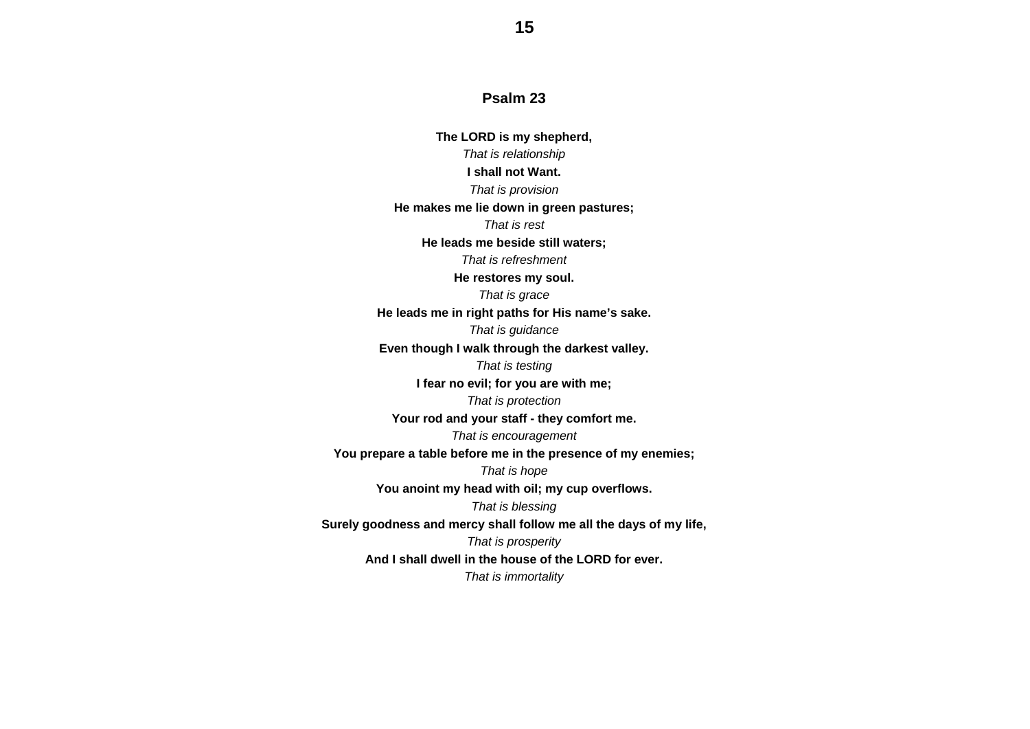## Psalm 23

**The LORD is my shepherd,**

*That is relationship*

**I shall not Want.**

*That is provision*

**He makes me lie down in green pastures;**

*That is rest*

**He leads me beside still waters;**

*That is refreshment*

**He restores my soul.**

*That is grace*

**He leads me in right paths for His name's sake.**

*That is guidance*

**Even though I walk through the darkest valley.**

*That is testing*

**I fear no evil; for you are with me;**

*That is protection*

**Your rod and your staff - they comfort me.**

*That is encouragement*

**You prepare a table before me in the presence of my enemies;**

*That is hope*

**You anoint my head with oil; my cup overflows.**

*That is blessing*

**Surely goodness and mercy shall follow me all the days of my life,**

*That is prosperity*

**And I shall dwell in the house of the LORD for ever.**

*That is immortality*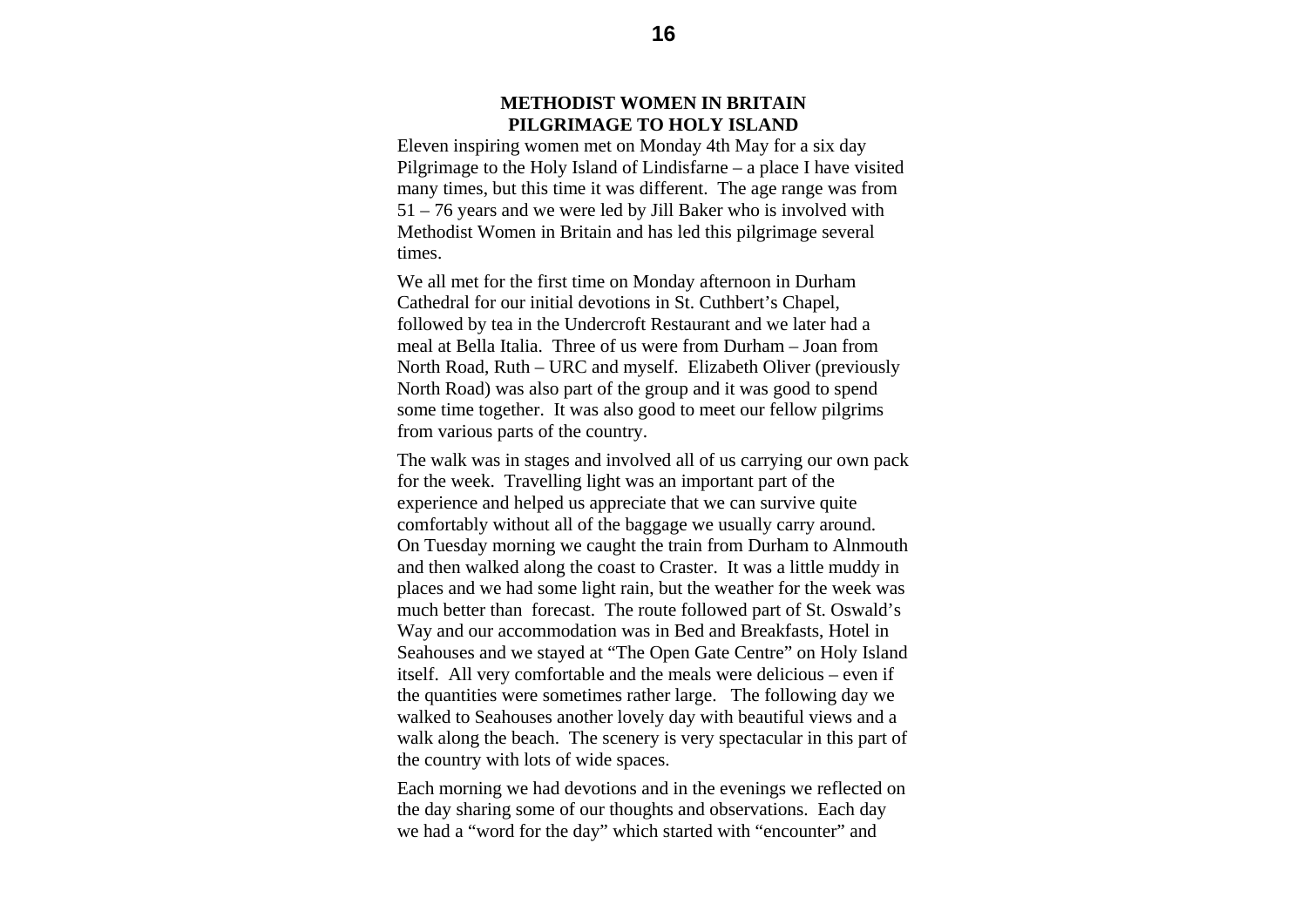## METHODIST WOMEN IN BRITAIN
## PILGRIMAGE TO HOLY ISLAND

Eleven inspiring women met on Monday 4th May for a six day Pilgrimage to the Holy Island of Lindisfarne – a place I have visited many times, but this time it was different. The age range was from 51 – 76 years and we were led by Jill Baker who is involved with Methodist Women in Britain and has led this pilgrimage several times.

We all met for the first time on Monday afternoon in Durham Cathedral for our initial devotions in St. Cuthbert's Chapel, followed by tea in the Undercroft Restaurant and we later had a meal at Bella Italia. Three of us were from Durham – Joan from North Road, Ruth – URC and myself. Elizabeth Oliver (previously North Road) was also part of the group and it was good to spend some time together. It was also good to meet our fellow pilgrims from various parts of the country.

The walk was in stages and involved all of us carrying our own pack for the week. Travelling light was an important part of the experience and helped us appreciate that we can survive quite comfortably without all of the baggage we usually carry around. On Tuesday morning we caught the train from Durham to Alnmouth and then walked along the coast to Craster. It was a little muddy in places and we had some light rain, but the weather for the week was much better than forecast. The route followed part of St. Oswald's Way and our accommodation was in Bed and Breakfasts, Hotel in Seahouses and we stayed at "The Open Gate Centre" on Holy Island itself. All very comfortable and the meals were delicious – even if the quantities were sometimes rather large. The following day we walked to Seahouses another lovely day with beautiful views and a walk along the beach. The scenery is very spectacular in this part of the country with lots of wide spaces.

Each morning we had devotions and in the evenings we reflected on the day sharing some of our thoughts and observations. Each day we had a "word for the day" which started with "encounter" and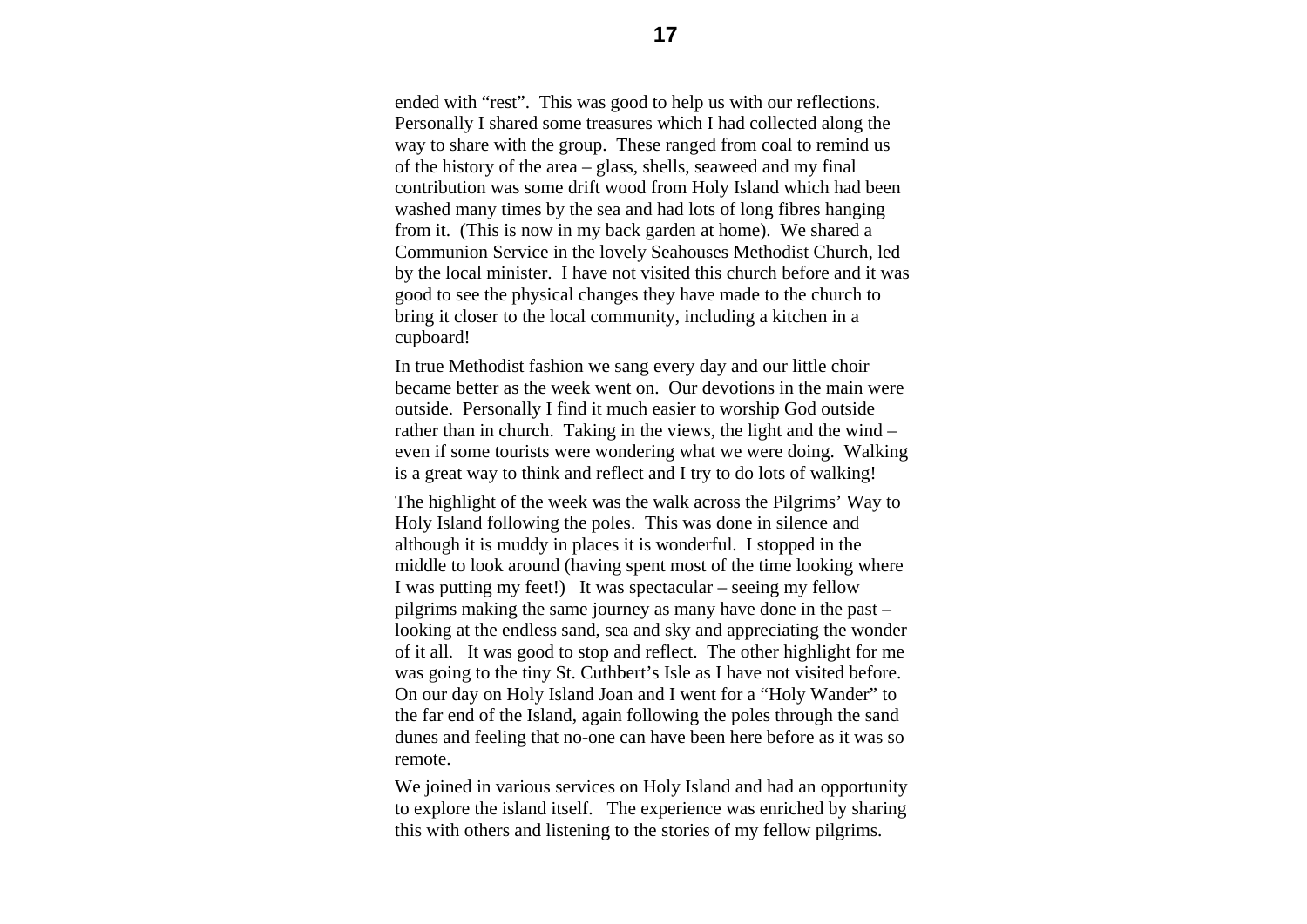ended with "rest". This was good to help us with our reflections. Personally I shared some treasures which I had collected along the way to share with the group. These ranged from coal to remind us of the history of the area – glass, shells, seaweed and my final contribution was some drift wood from Holy Island which had been washed many times by the sea and had lots of long fibres hanging from it. (This is now in my back garden at home). We shared a Communion Service in the lovely Seahouses Methodist Church, led by the local minister. I have not visited this church before and it was good to see the physical changes they have made to the church to bring it closer to the local community, including a kitchen in a cupboard!

In true Methodist fashion we sang every day and our little choir became better as the week went on. Our devotions in the main were outside. Personally I find it much easier to worship God outside rather than in church. Taking in the views, the light and the wind – even if some tourists were wondering what we were doing. Walking is a great way to think and reflect and I try to do lots of walking!

The highlight of the week was the walk across the Pilgrims' Way to Holy Island following the poles. This was done in silence and although it is muddy in places it is wonderful. I stopped in the middle to look around (having spent most of the time looking where I was putting my feet!) It was spectacular – seeing my fellow pilgrims making the same journey as many have done in the past – looking at the endless sand, sea and sky and appreciating the wonder of it all. It was good to stop and reflect. The other highlight for me was going to the tiny St. Cuthbert's Isle as I have not visited before. On our day on Holy Island Joan and I went for a "Holy Wander" to the far end of the Island, again following the poles through the sand dunes and feeling that no-one can have been here before as it was so remote.

We joined in various services on Holy Island and had an opportunity to explore the island itself. The experience was enriched by sharing this with others and listening to the stories of my fellow pilgrims.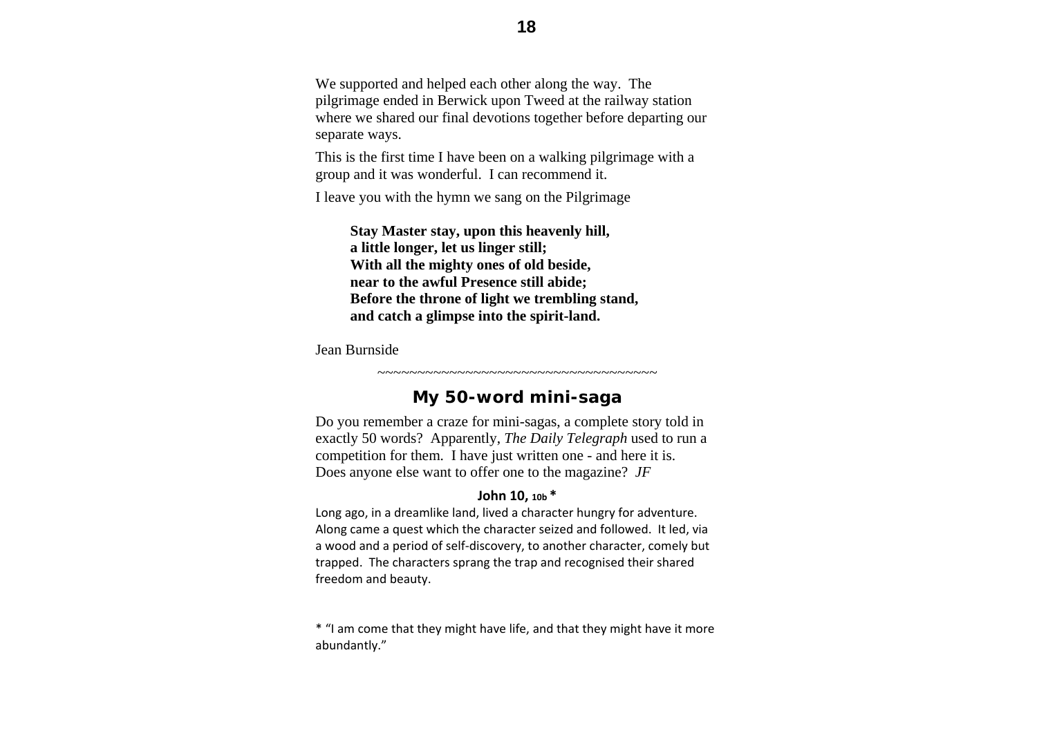We supported and helped each other along the way. The pilgrimage ended in Berwick upon Tweed at the railway station where we shared our final devotions together before departing our separate ways.

This is the first time I have been on a walking pilgrimage with a group and it was wonderful. I can recommend it.

I leave you with the hymn we sang on the Pilgrimage

> **Stay Master stay, upon this heavenly hill,**
> **a little longer, let us linger still;**
> **With all the mighty ones of old beside,**
> **near to the awful Presence still abide;**
> **Before the throne of light we trembling stand,**
> **and catch a glimpse into the spirit-land.**

Jean Burnside

~~~~~~~~~~~~~~~~~~~~~~~~~~~~~~~~~~~~~~

## My 50-word mini-saga

Do you remember a craze for mini-sagas, a complete story told in exactly 50 words? Apparently, *The Daily Telegraph* used to run a competition for them. I have just written one - and here it is. Does anyone else want to offer one to the magazine? *JF*

**John 10, 10b \***

Long ago, in a dreamlike land, lived a character hungry for adventure. Along came a quest which the character seized and followed. It led, via a wood and a period of self-discovery, to another character, comely but trapped. The characters sprang the trap and recognised their shared freedom and beauty.

\* "I am come that they might have life, and that they might have it more abundantly."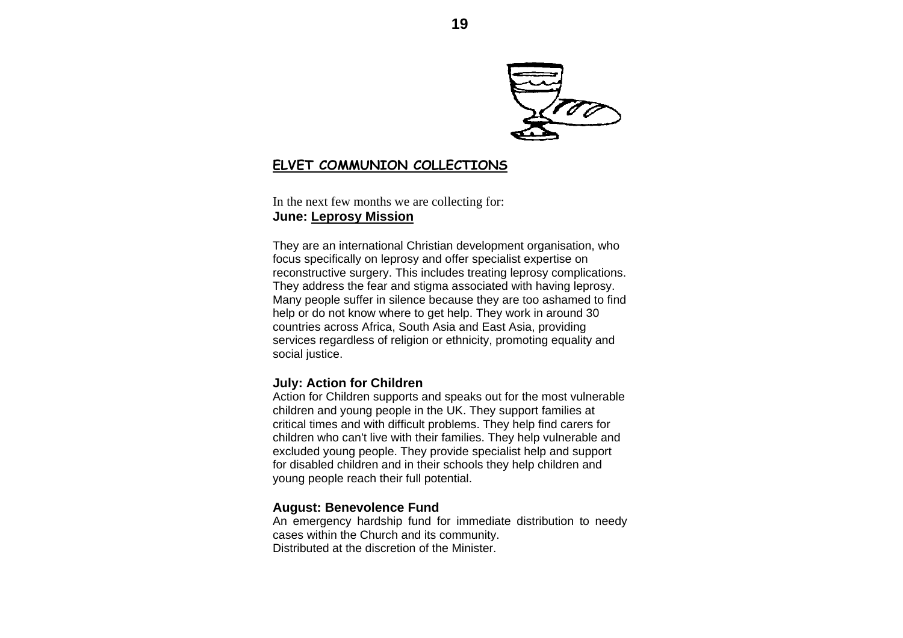## ELVET COMMUNION COLLECTIONS

In the next few months we are collecting for:

**June: Leprosy Mission**

They are an international Christian development organisation, who focus specifically on leprosy and offer specialist expertise on reconstructive surgery. This includes treating leprosy complications. They address the fear and stigma associated with having leprosy. Many people suffer in silence because they are too ashamed to find help or do not know where to get help. They work in around 30 countries across Africa, South Asia and East Asia, providing services regardless of religion or ethnicity, promoting equality and social justice.

**July: Action for Children**

Action for Children supports and speaks out for the most vulnerable children and young people in the UK. They support families at critical times and with difficult problems. They help find carers for children who can't live with their families. They help vulnerable and excluded young people. They provide specialist help and support for disabled children and in their schools they help children and young people reach their full potential.

**August: Benevolence Fund**

An emergency hardship fund for immediate distribution to needy cases within the Church and its community.
Distributed at the discretion of the Minister.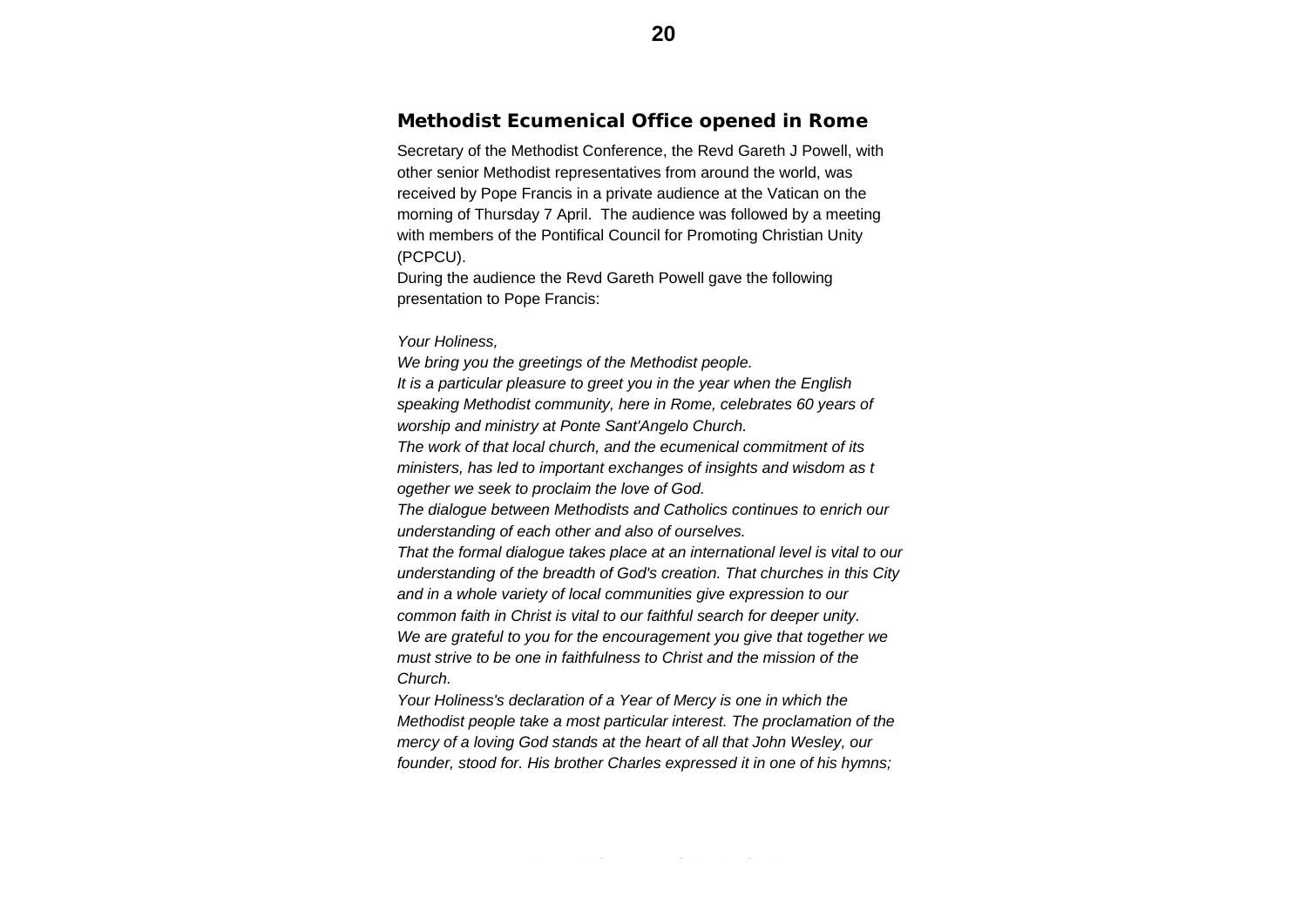## Methodist Ecumenical Office opened in Rome

Secretary of the Methodist Conference, the Revd Gareth J Powell, with other senior Methodist representatives from around the world, was received by Pope Francis in a private audience at the Vatican on the morning of Thursday 7 April. The audience was followed by a meeting with members of the Pontifical Council for Promoting Christian Unity (PCPCU).

During the audience the Revd Gareth Powell gave the following presentation to Pope Francis:

*Your Holiness,*

*We bring you the greetings of the Methodist people.*

*It is a particular pleasure to greet you in the year when the English speaking Methodist community, here in Rome, celebrates 60 years of worship and ministry at Ponte Sant'Angelo Church.*

*The work of that local church, and the ecumenical commitment of its ministers, has led to important exchanges of insights and wisdom as together we seek to proclaim the love of God.*

*The dialogue between Methodists and Catholics continues to enrich our understanding of each other and also of ourselves.*

*That the formal dialogue takes place at an international level is vital to our understanding of the breadth of God's creation. That churches in this City and in a whole variety of local communities give expression to our common faith in Christ is vital to our faithful search for deeper unity.*

*We are grateful to you for the encouragement you give that together we must strive to be one in faithfulness to Christ and the mission of the Church.*

*Your Holiness's declaration of a Year of Mercy is one in which the Methodist people take a most particular interest. The proclamation of the mercy of a loving God stands at the heart of all that John Wesley, our founder, stood for. His brother Charles expressed it in one of his hymns;*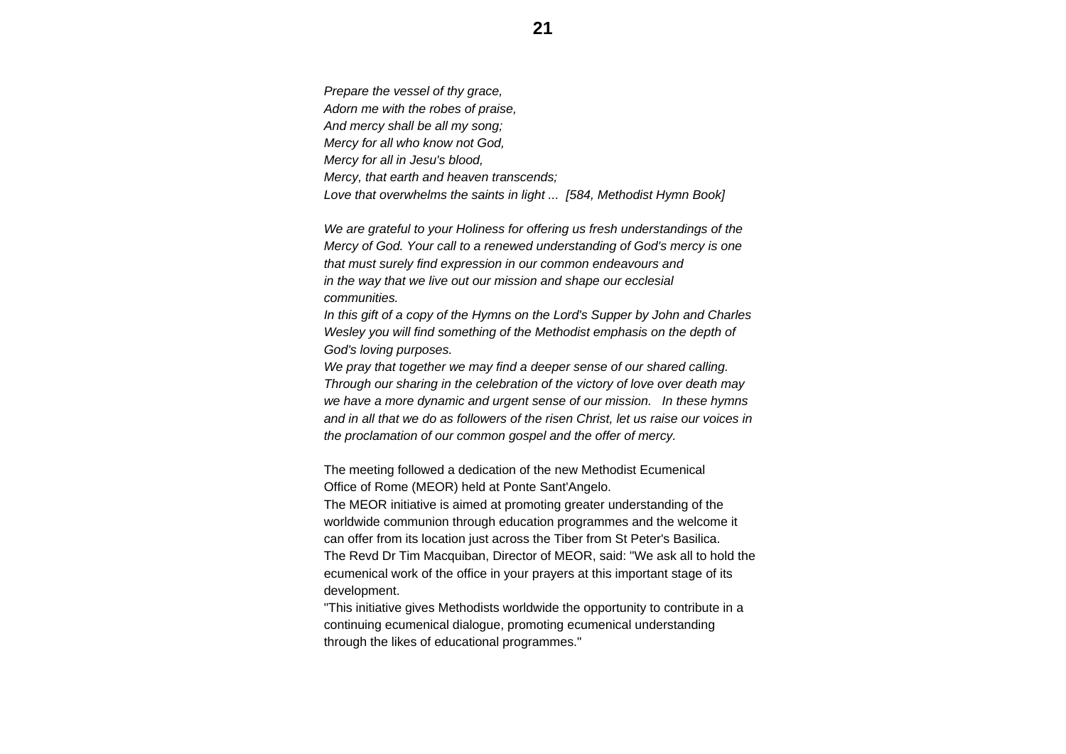*Prepare the vessel of thy grace,*
*Adorn me with the robes of praise,*
*And mercy shall be all my song;*
*Mercy for all who know not God,*
*Mercy for all in Jesu's blood,*
*Mercy, that earth and heaven transcends;*
*Love that overwhelms the saints in light ... [584, Methodist Hymn Book]*

*We are grateful to your Holiness for offering us fresh understandings of the Mercy of God. Your call to a renewed understanding of God's mercy is one that must surely find expression in our common endeavours and in the way that we live out our mission and shape our ecclesial communities.*
*In this gift of a copy of the Hymns on the Lord's Supper by John and Charles Wesley you will find something of the Methodist emphasis on the depth of God's loving purposes.*
*We pray that together we may find a deeper sense of our shared calling. Through our sharing in the celebration of the victory of love over death may we have a more dynamic and urgent sense of our mission. In these hymns and in all that we do as followers of the risen Christ, let us raise our voices in the proclamation of our common gospel and the offer of mercy.*

The meeting followed a dedication of the new Methodist Ecumenical Office of Rome (MEOR) held at Ponte Sant'Angelo.
The MEOR initiative is aimed at promoting greater understanding of the worldwide communion through education programmes and the welcome it can offer from its location just across the Tiber from St Peter's Basilica.
The Revd Dr Tim Macquiban, Director of MEOR, said: "We ask all to hold the ecumenical work of the office in your prayers at this important stage of its development.
"This initiative gives Methodists worldwide the opportunity to contribute in a continuing ecumenical dialogue, promoting ecumenical understanding through the likes of educational programmes."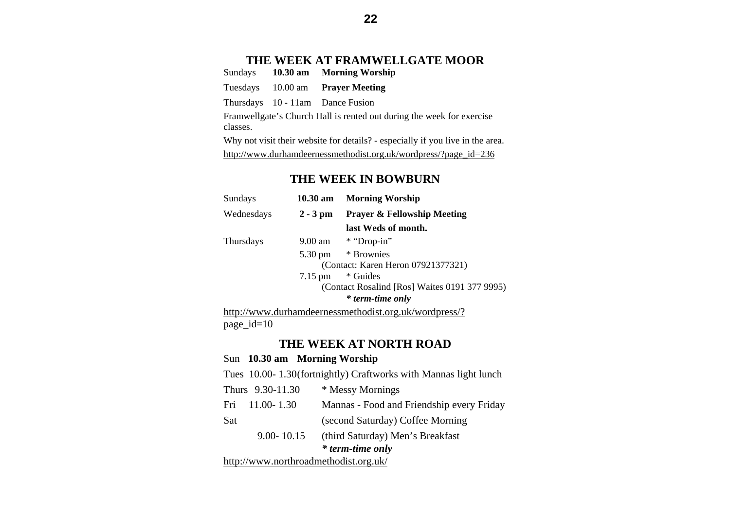## THE WEEK AT FRAMWELLGATE MOOR

Sundays **10.30 am** **Morning Worship**

Tuesdays 10.00 am **Prayer Meeting**

Thursdays 10 - 11am Dance Fusion

Framwellgate's Church Hall is rented out during the week for exercise classes.

Why not visit their website for details? - especially if you live in the area.

http://www.durhamdeernessmethodist.org.uk/wordpress/?page_id=236

## THE WEEK IN BOWBURN

Sundays **10.30 am** **Morning Worship**

Wednesdays **2 - 3 pm** **Prayer & Fellowship Meeting last Weds of month.**

Thursdays 9.00 am * "Drop-in"

5.30 pm * Brownies
(Contact: Karen Heron 07921377321)

7.15 pm * Guides
(Contact Rosalind [Ros] Waites 0191 377 9995)

***\* term-time only***

http://www.durhamdeernessmethodist.org.uk/wordpress/?page_id=10

## THE WEEK AT NORTH ROAD

Sun **10.30 am Morning Worship**

Tues 10.00- 1.30(fortnightly) Craftworks with Mannas light lunch

Thurs 9.30-11.30 * Messy Mornings

Fri 11.00- 1.30 Mannas - Food and Friendship every Friday

Sat (second Saturday) Coffee Morning

9.00- 10.15 (third Saturday) Men's Breakfast

***\* term-time only***

http://www.northroadmethodist.org.uk/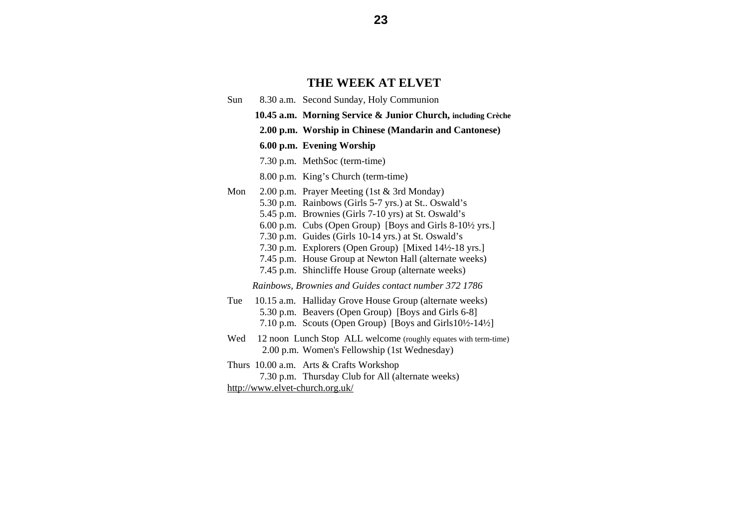## THE WEEK AT ELVET

Sun 8.30 a.m. Second Sunday, Holy Communion

**10.45 a.m. Morning Service & Junior Church, including Crèche**

**2.00 p.m. Worship in Chinese (Mandarin and Cantonese)**

**6.00 p.m. Evening Worship**

7.30 p.m. MethSoc (term-time)

8.00 p.m. King's Church (term-time)

Mon 2.00 p.m. Prayer Meeting (1st & 3rd Monday)
5.30 p.m. Rainbows (Girls 5-7 yrs.) at St.. Oswald's
5.45 p.m. Brownies (Girls 7-10 yrs) at St. Oswald's
6.00 p.m. Cubs (Open Group) [Boys and Girls 8-10½ yrs.]
7.30 p.m. Guides (Girls 10-14 yrs.) at St. Oswald's
7.30 p.m. Explorers (Open Group) [Mixed 14½-18 yrs.]
7.45 p.m. House Group at Newton Hall (alternate weeks)
7.45 p.m. Shincliffe House Group (alternate weeks)

*Rainbows, Brownies and Guides contact number 372 1786*

Tue 10.15 a.m. Halliday Grove House Group (alternate weeks)
5.30 p.m. Beavers (Open Group) [Boys and Girls 6-8]
7.10 p.m. Scouts (Open Group) [Boys and Girls10½-14½]

Wed 12 noon Lunch Stop ALL welcome (roughly equates with term-time)
2.00 p.m. Women's Fellowship (1st Wednesday)

Thurs 10.00 a.m. Arts & Crafts Workshop
7.30 p.m. Thursday Club for All (alternate weeks)

http://www.elvet-church.org.uk/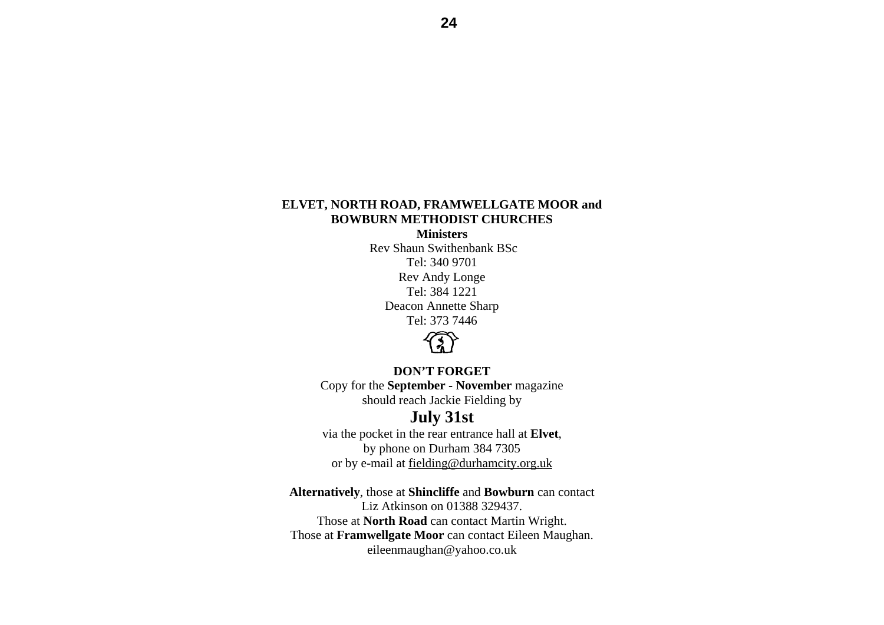**ELVET, NORTH ROAD, FRAMWELLGATE MOOR and BOWBURN METHODIST CHURCHES**

**Ministers**

Rev Shaun Swithenbank BSc
Tel: 340 9701
Rev Andy Longe
Tel: 384 1221
Deacon Annette Sharp
Tel: 373 7446

**DON'T FORGET**

Copy for the **September - November** magazine
should reach Jackie Fielding by

## July 31st

via the pocket in the rear entrance hall at **Elvet**,
by phone on Durham 384 7305
or by e-mail at fielding@durhamcity.org.uk

**Alternatively**, those at **Shincliffe** and **Bowburn** can contact
Liz Atkinson on 01388 329437.
Those at **North Road** can contact Martin Wright.
Those at **Framwellgate Moor** can contact Eileen Maughan.
eileenmaughan@yahoo.co.uk